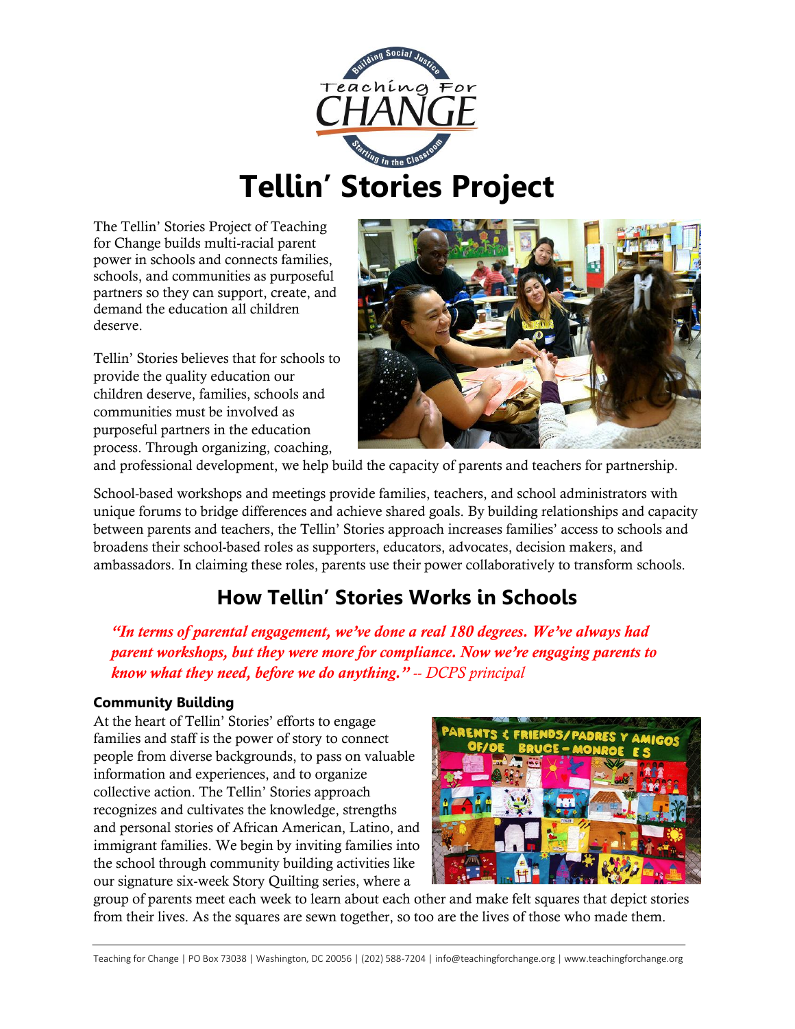# Tellin' Stories Project

The Tellin' Stories Project of Teaching for Change builds multi-racial parent power in schools and connects families, schools, and communities as purposeful partners so they can support, create, and demand the education all children deserve.

Tellin' Stories believes that for schools to provide the quality education our children deserve, families, schools and communities must be involved as purposeful partners in the education process. Through organizing, coaching, and professional development, we help build the capacity of parents and teachers for partnership.

School-based workshops and meetings provide families, teachers, and school administrators with unique forums to bridge differences and achieve shared goals. By building relationships and capacity between parents and teachers, the Tellin' Stories approach increases families' access to schools and broadens their school-based roles as supporters, educators, advocates, decision makers, and ambassadors. In claiming these roles, parents use their power collaboratively to transform schools.

## How Tellin' Stories Works in Schools

***"In terms of parental engagement, we've done a real 180 degrees. We've always had parent workshops, but they were more for compliance. Now we're engaging parents to know what they need, before we do anything."*** *-- DCPS principal*

### Community Building

At the heart of Tellin' Stories' efforts to engage families and staff is the power of story to connect people from diverse backgrounds, to pass on valuable information and experiences, and to organize collective action. The Tellin' Stories approach recognizes and cultivates the knowledge, strengths and personal stories of African American, Latino, and immigrant families. We begin by inviting families into the school through community building activities like our signature six-week Story Quilting series, where a group of parents meet each week to learn about each other and make felt squares that depict stories from their lives. As the squares are sewn together, so too are the lives of those who made them.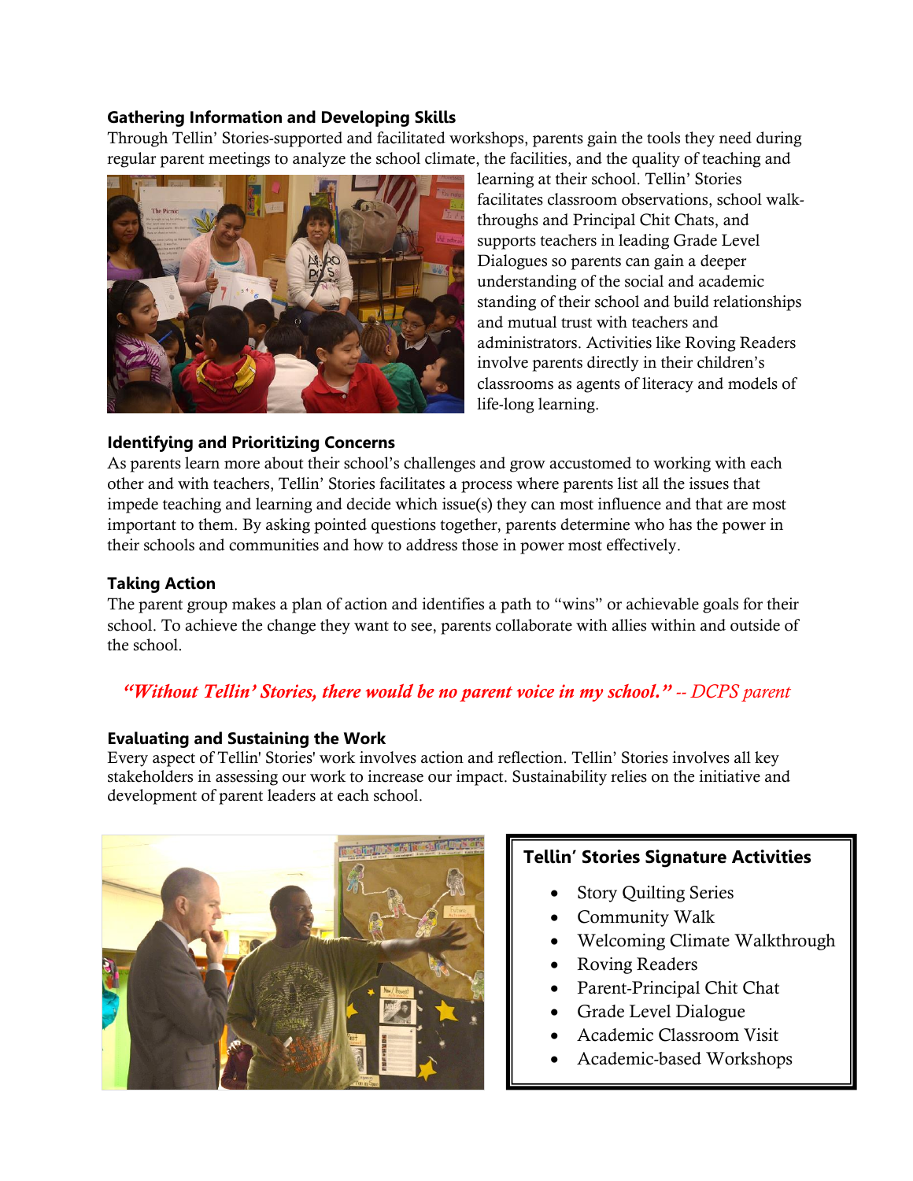### Gathering Information and Developing Skills

Through Tellin' Stories-supported and facilitated workshops, parents gain the tools they need during regular parent meetings to analyze the school climate, the facilities, and the quality of teaching and learning at their school. Tellin' Stories facilitates classroom observations, school walk-throughs and Principal Chit Chats, and supports teachers in leading Grade Level Dialogues so parents can gain a deeper understanding of the social and academic standing of their school and build relationships and mutual trust with teachers and administrators. Activities like Roving Readers involve parents directly in their children's classrooms as agents of literacy and models of life-long learning.

### Identifying and Prioritizing Concerns

As parents learn more about their school's challenges and grow accustomed to working with each other and with teachers, Tellin' Stories facilitates a process where parents list all the issues that impede teaching and learning and decide which issue(s) they can most influence and that are most important to them. By asking pointed questions together, parents determine who has the power in their schools and communities and how to address those in power most effectively.

### Taking Action

The parent group makes a plan of action and identifies a path to "wins" or achievable goals for their school. To achieve the change they want to see, parents collaborate with allies within and outside of the school.

***"Without Tellin' Stories, there would be no parent voice in my school."*** *-- DCPS parent*

### Evaluating and Sustaining the Work

Every aspect of Tellin' Stories' work involves action and reflection. Tellin' Stories involves all key stakeholders in assessing our work to increase our impact. Sustainability relies on the initiative and development of parent leaders at each school.

### Tellin' Stories Signature Activities

- Story Quilting Series
- Community Walk
- Welcoming Climate Walkthrough
- Roving Readers
- Parent-Principal Chit Chat
- Grade Level Dialogue
- Academic Classroom Visit
- Academic-based Workshops